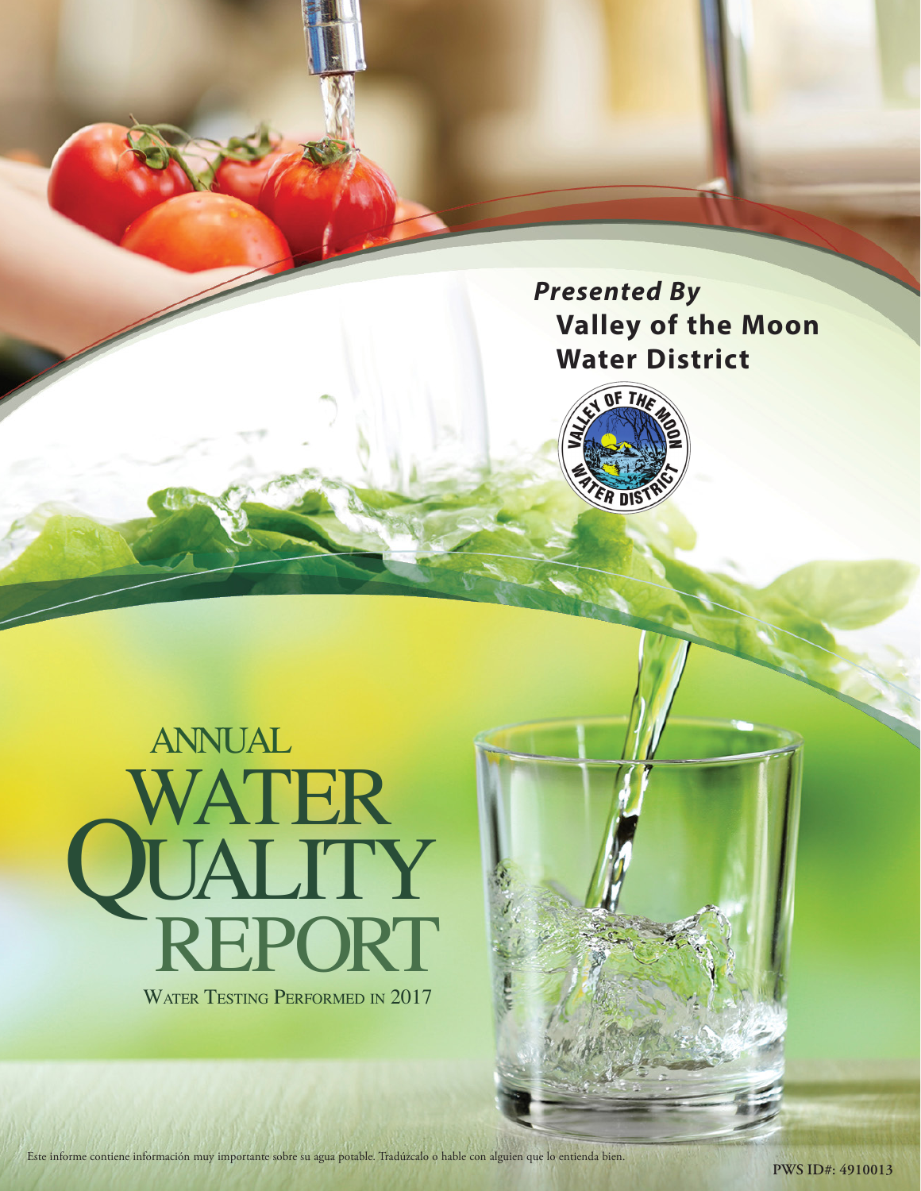*Presented By*

**Valley of the Moon Water District**

# ANNUAL WATER QUALITY REPORT

WATER TESTING PERFORMED IN 2017

Este informe contiene información muy importante sobre su agua potable. Tradúzcalo o hable con alguien que lo entienda bien.

**PWS ID#: 4910013**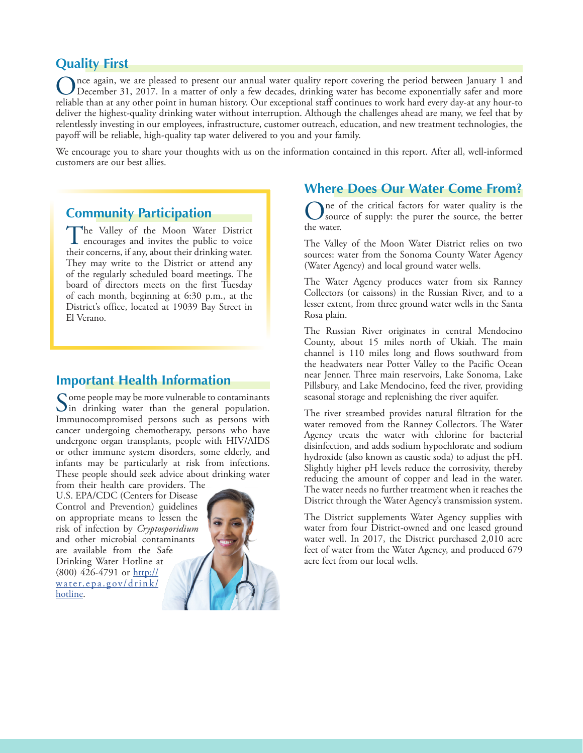## Quality First

Once again, we are pleased to present our annual water quality report covering the period between January 1 and December 31, 2017. In a matter of only a few decades, drinking water has become exponentially safer and more reliable than at any other point in human history. Our exceptional staff continues to work hard every day-at any hour-to deliver the highest-quality drinking water without interruption. Although the challenges ahead are many, we feel that by relentlessly investing in our employees, infrastructure, customer outreach, education, and new treatment technologies, the payoff will be reliable, high-quality tap water delivered to you and your family.

We encourage you to share your thoughts with us on the information contained in this report. After all, well-informed customers are our best allies.

## Community Participation

The Valley of the Moon Water District encourages and invites the public to voice their concerns, if any, about their drinking water. They may write to the District or attend any of the regularly scheduled board meetings. The board of directors meets on the first Tuesday of each month, beginning at 6:30 p.m., at the District's office, located at 19039 Bay Street in El Verano.

## Important Health Information

Some people may be more vulnerable to contaminants in drinking water than the general population. Immunocompromised persons such as persons with cancer undergoing chemotherapy, persons who have undergone organ transplants, people with HIV/AIDS or other immune system disorders, some elderly, and infants may be particularly at risk from infections. These people should seek advice about drinking water from their health care providers. The U.S. EPA/CDC (Centers for Disease Control and Prevention) guidelines on appropriate means to lessen the risk of infection by *Cryptosporidium* and other microbial contaminants are available from the Safe Drinking Water Hotline at (800) 426-4791 or http://water.epa.gov/drink/hotline.

## Where Does Our Water Come From?

One of the critical factors for water quality is the source of supply: the purer the source, the better the water.

The Valley of the Moon Water District relies on two sources: water from the Sonoma County Water Agency (Water Agency) and local ground water wells.

The Water Agency produces water from six Ranney Collectors (or caissons) in the Russian River, and to a lesser extent, from three ground water wells in the Santa Rosa plain.

The Russian River originates in central Mendocino County, about 15 miles north of Ukiah. The main channel is 110 miles long and flows southward from the headwaters near Potter Valley to the Pacific Ocean near Jenner. Three main reservoirs, Lake Sonoma, Lake Pillsbury, and Lake Mendocino, feed the river, providing seasonal storage and replenishing the river aquifer.

The river streambed provides natural filtration for the water removed from the Ranney Collectors. The Water Agency treats the water with chlorine for bacterial disinfection, and adds sodium hypochlorate and sodium hydroxide (also known as caustic soda) to adjust the pH. Slightly higher pH levels reduce the corrosivity, thereby reducing the amount of copper and lead in the water. The water needs no further treatment when it reaches the District through the Water Agency's transmission system.

The District supplements Water Agency supplies with water from four District-owned and one leased ground water well. In 2017, the District purchased 2,010 acre feet of water from the Water Agency, and produced 679 acre feet from our local wells.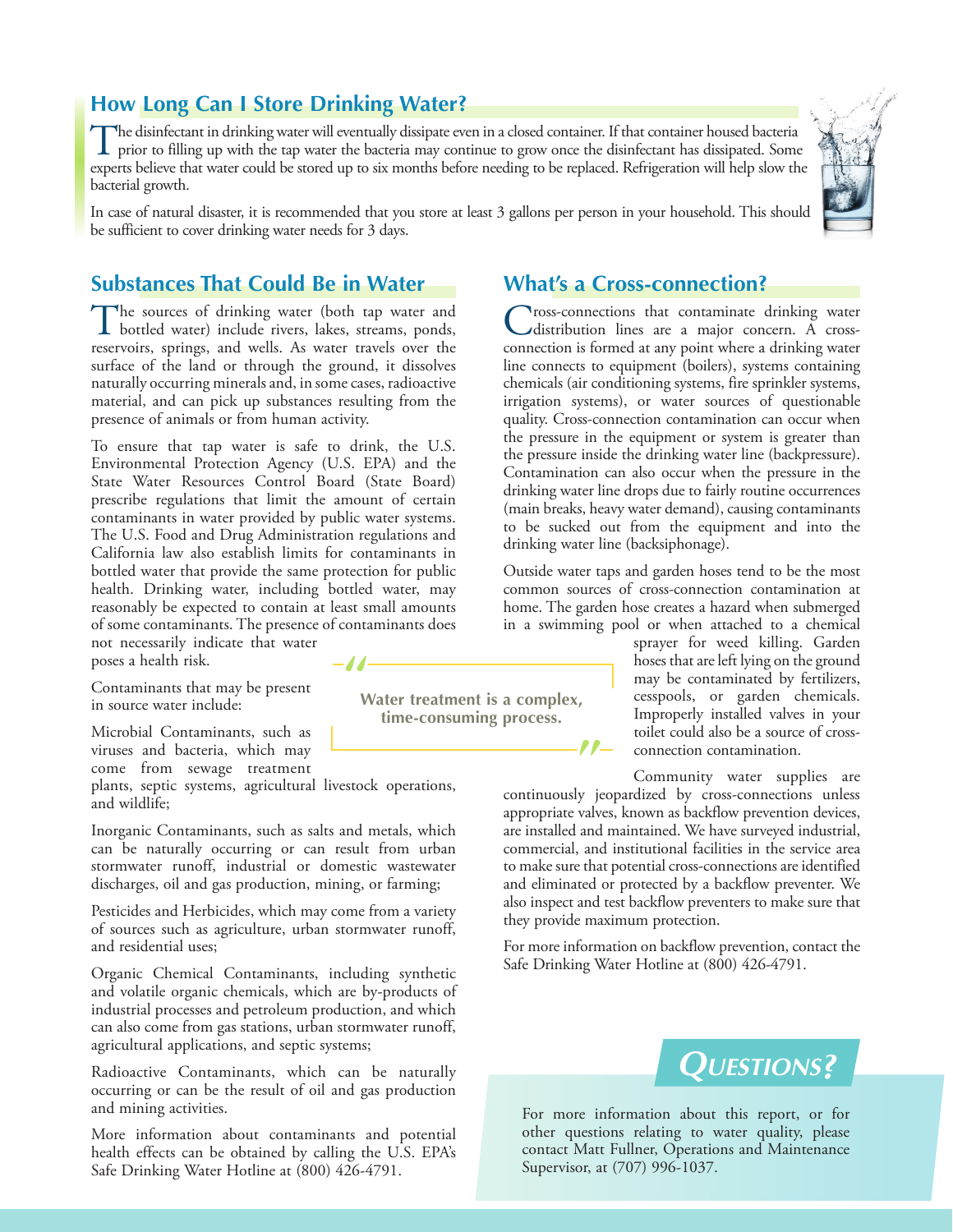## How Long Can I Store Drinking Water?

The disinfectant in drinking water will eventually dissipate even in a closed container. If that container housed bacteria prior to filling up with the tap water the bacteria may continue to grow once the disinfectant has dissipated. Some experts believe that water could be stored up to six months before needing to be replaced. Refrigeration will help slow the bacterial growth.

In case of natural disaster, it is recommended that you store at least 3 gallons per person in your household. This should be sufficient to cover drinking water needs for 3 days.

## Substances That Could Be in Water

The sources of drinking water (both tap water and bottled water) include rivers, lakes, streams, ponds, reservoirs, springs, and wells. As water travels over the surface of the land or through the ground, it dissolves naturally occurring minerals and, in some cases, radioactive material, and can pick up substances resulting from the presence of animals or from human activity.

To ensure that tap water is safe to drink, the U.S. Environmental Protection Agency (U.S. EPA) and the State Water Resources Control Board (State Board) prescribe regulations that limit the amount of certain contaminants in water provided by public water systems. The U.S. Food and Drug Administration regulations and California law also establish limits for contaminants in bottled water that provide the same protection for public health. Drinking water, including bottled water, may reasonably be expected to contain at least small amounts of some contaminants. The presence of contaminants does not necessarily indicate that water poses a health risk.

Contaminants that may be present in source water include:

Microbial Contaminants, such as viruses and bacteria, which may come from sewage treatment plants, septic systems, agricultural livestock operations, and wildlife;

Inorganic Contaminants, such as salts and metals, which can be naturally occurring or can result from urban stormwater runoff, industrial or domestic wastewater discharges, oil and gas production, mining, or farming;

Pesticides and Herbicides, which may come from a variety of sources such as agriculture, urban stormwater runoff, and residential uses;

Organic Chemical Contaminants, including synthetic and volatile organic chemicals, which are by-products of industrial processes and petroleum production, and which can also come from gas stations, urban stormwater runoff, agricultural applications, and septic systems;

Radioactive Contaminants, which can be naturally occurring or can be the result of oil and gas production and mining activities.

More information about contaminants and potential health effects can be obtained by calling the U.S. EPA's Safe Drinking Water Hotline at (800) 426-4791.

> "Water treatment is a complex, time-consuming process."

## What's a Cross-connection?

Cross-connections that contaminate drinking water distribution lines are a major concern. A cross-connection is formed at any point where a drinking water line connects to equipment (boilers), systems containing chemicals (air conditioning systems, fire sprinkler systems, irrigation systems), or water sources of questionable quality. Cross-connection contamination can occur when the pressure in the equipment or system is greater than the pressure inside the drinking water line (backpressure). Contamination can also occur when the pressure in the drinking water line drops due to fairly routine occurrences (main breaks, heavy water demand), causing contaminants to be sucked out from the equipment and into the drinking water line (backsiphonage).

Outside water taps and garden hoses tend to be the most common sources of cross-connection contamination at home. The garden hose creates a hazard when submerged in a swimming pool or when attached to a chemical sprayer for weed killing. Garden hoses that are left lying on the ground may be contaminated by fertilizers, cesspools, or garden chemicals. Improperly installed valves in your toilet could also be a source of cross-connection contamination.

Community water supplies are continuously jeopardized by cross-connections unless appropriate valves, known as backflow prevention devices, are installed and maintained. We have surveyed industrial, commercial, and institutional facilities in the service area to make sure that potential cross-connections are identified and eliminated or protected by a backflow preventer. We also inspect and test backflow preventers to make sure that they provide maximum protection.

For more information on backflow prevention, contact the Safe Drinking Water Hotline at (800) 426-4791.

## Questions?

For more information about this report, or for other questions relating to water quality, please contact Matt Fullner, Operations and Maintenance Supervisor, at (707) 996-1037.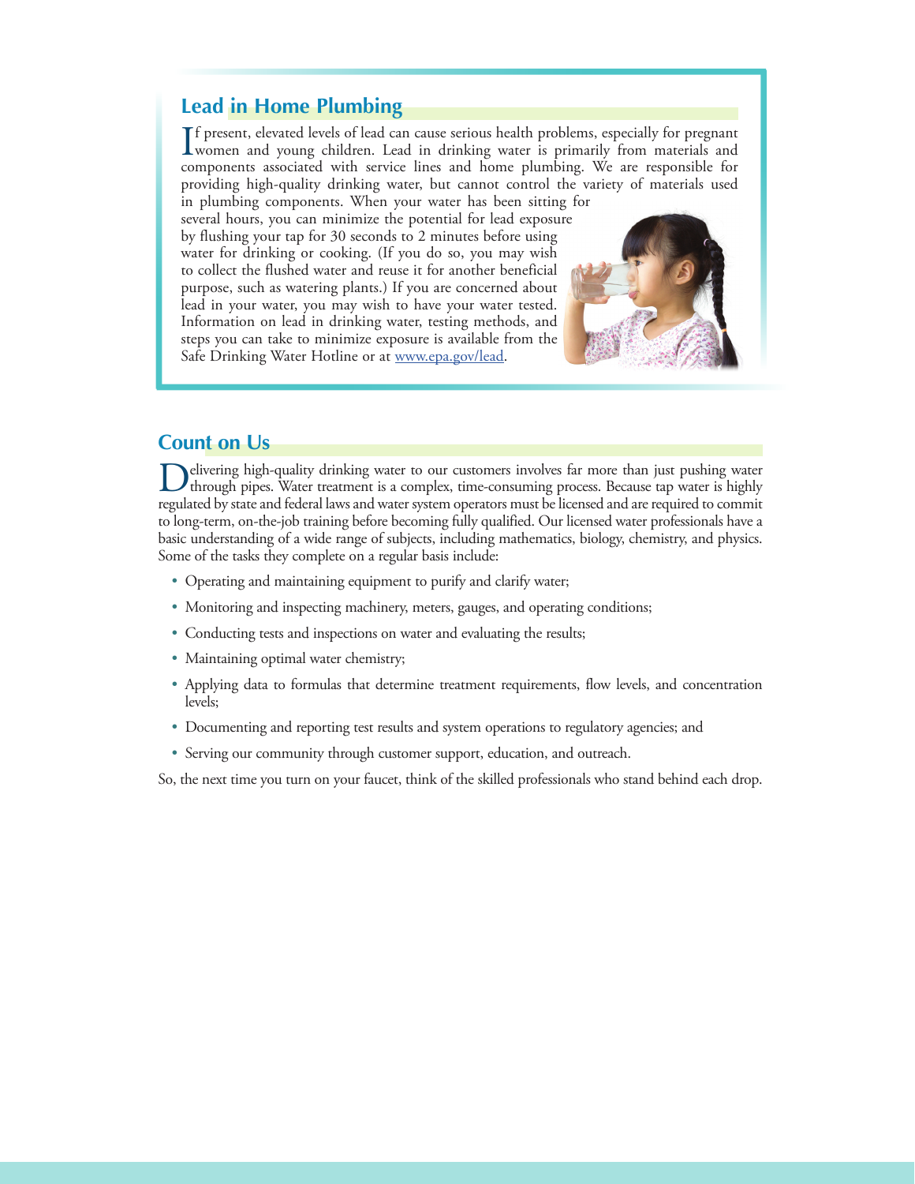## Lead in Home Plumbing

If present, elevated levels of lead can cause serious health problems, especially for pregnant women and young children. Lead in drinking water is primarily from materials and components associated with service lines and home plumbing. We are responsible for providing high-quality drinking water, but cannot control the variety of materials used in plumbing components. When your water has been sitting for several hours, you can minimize the potential for lead exposure by flushing your tap for 30 seconds to 2 minutes before using water for drinking or cooking. (If you do so, you may wish to collect the flushed water and reuse it for another beneficial purpose, such as watering plants.) If you are concerned about lead in your water, you may wish to have your water tested. Information on lead in drinking water, testing methods, and steps you can take to minimize exposure is available from the Safe Drinking Water Hotline or at www.epa.gov/lead.

## Count on Us

Delivering high-quality drinking water to our customers involves far more than just pushing water through pipes. Water treatment is a complex, time-consuming process. Because tap water is highly regulated by state and federal laws and water system operators must be licensed and are required to commit to long-term, on-the-job training before becoming fully qualified. Our licensed water professionals have a basic understanding of a wide range of subjects, including mathematics, biology, chemistry, and physics. Some of the tasks they complete on a regular basis include:

- Operating and maintaining equipment to purify and clarify water;
- Monitoring and inspecting machinery, meters, gauges, and operating conditions;
- Conducting tests and inspections on water and evaluating the results;
- Maintaining optimal water chemistry;
- Applying data to formulas that determine treatment requirements, flow levels, and concentration levels;
- Documenting and reporting test results and system operations to regulatory agencies; and
- Serving our community through customer support, education, and outreach.

So, the next time you turn on your faucet, think of the skilled professionals who stand behind each drop.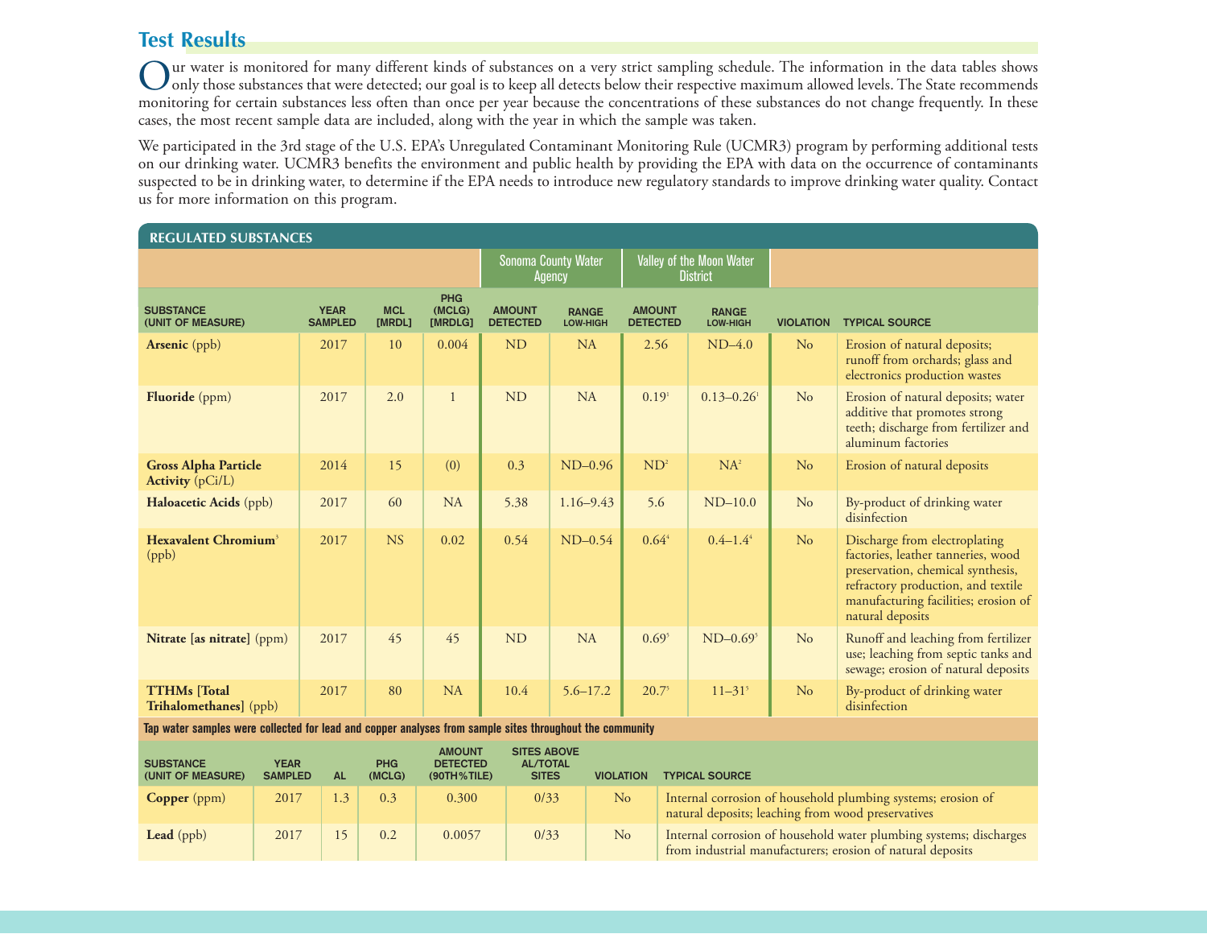## Test Results

Our water is monitored for many different kinds of substances on a very strict sampling schedule. The information in the data tables shows only those substances that were detected; our goal is to keep all detects below their respective maximum allowed levels. The State recommends monitoring for certain substances less often than once per year because the concentrations of these substances do not change frequently. In these cases, the most recent sample data are included, along with the year in which the sample was taken.

We participated in the 3rd stage of the U.S. EPA's Unregulated Contaminant Monitoring Rule (UCMR3) program by performing additional tests on our drinking water. UCMR3 benefits the environment and public health by providing the EPA with data on the occurrence of contaminants suspected to be in drinking water, to determine if the EPA needs to introduce new regulatory standards to improve drinking water quality. Contact us for more information on this program.

**REGULATED SUBSTANCES**

| | | | | Sonoma County Water Agency | | Valley of the Moon Water District | | | |
|---|---|---|---|---|---|---|---|---|---|
| SUBSTANCE (UNIT OF MEASURE) | YEAR SAMPLED | MCL [MRDL] | PHG (MCLG) [MRDLG] | AMOUNT DETECTED | RANGE LOW-HIGH | AMOUNT DETECTED | RANGE LOW-HIGH | VIOLATION | TYPICAL SOURCE |
| **Arsenic** (ppb) | 2017 | 10 | 0.004 | ND | NA | 2.56 | ND–4.0 | No | Erosion of natural deposits; runoff from orchards; glass and electronics production wastes |
| **Fluoride** (ppm) | 2017 | 2.0 | 1 | ND | NA | 0.19[1] | 0.13–0.26[1] | No | Erosion of natural deposits; water additive that promotes strong teeth; discharge from fertilizer and aluminum factories |
| **Gross Alpha Particle Activity** (pCi/L) | 2014 | 15 | (0) | 0.3 | ND–0.96 | ND[2] | NA[2] | No | Erosion of natural deposits |
| **Haloacetic Acids** (ppb) | 2017 | 60 | NA | 5.38 | 1.16–9.43 | 5.6 | ND–10.0 | No | By-product of drinking water disinfection |
| **Hexavalent Chromium**[3] (ppb) | 2017 | NS | 0.02 | 0.54 | ND–0.54 | 0.64[4] | 0.4–1.4[4] | No | Discharge from electroplating factories, leather tanneries, wood preservation, chemical synthesis, refractory production, and textile manufacturing facilities; erosion of natural deposits |
| **Nitrate [as nitrate]** (ppm) | 2017 | 45 | 45 | ND | NA | 0.69[5] | ND–0.69[5] | No | Runoff and leaching from fertilizer use; leaching from septic tanks and sewage; erosion of natural deposits |
| **TTHMs [Total Trihalomethanes]** (ppb) | 2017 | 80 | NA | 10.4 | 5.6–17.2 | 20.7[5] | 11–31[5] | No | By-product of drinking water disinfection |

**Tap water samples were collected for lead and copper analyses from sample sites throughout the community**

| SUBSTANCE (UNIT OF MEASURE) | YEAR SAMPLED | AL | PHG (MCLG) | AMOUNT DETECTED (90TH%TILE) | SITES ABOVE AL/TOTAL SITES | VIOLATION | TYPICAL SOURCE |
|---|---|---|---|---|---|---|---|
| **Copper** (ppm) | 2017 | 1.3 | 0.3 | 0.300 | 0/33 | No | Internal corrosion of household plumbing systems; erosion of natural deposits; leaching from wood preservatives |
| **Lead** (ppb) | 2017 | 15 | 0.2 | 0.0057 | 0/33 | No | Internal corrosion of household water plumbing systems; discharges from industrial manufacturers; erosion of natural deposits |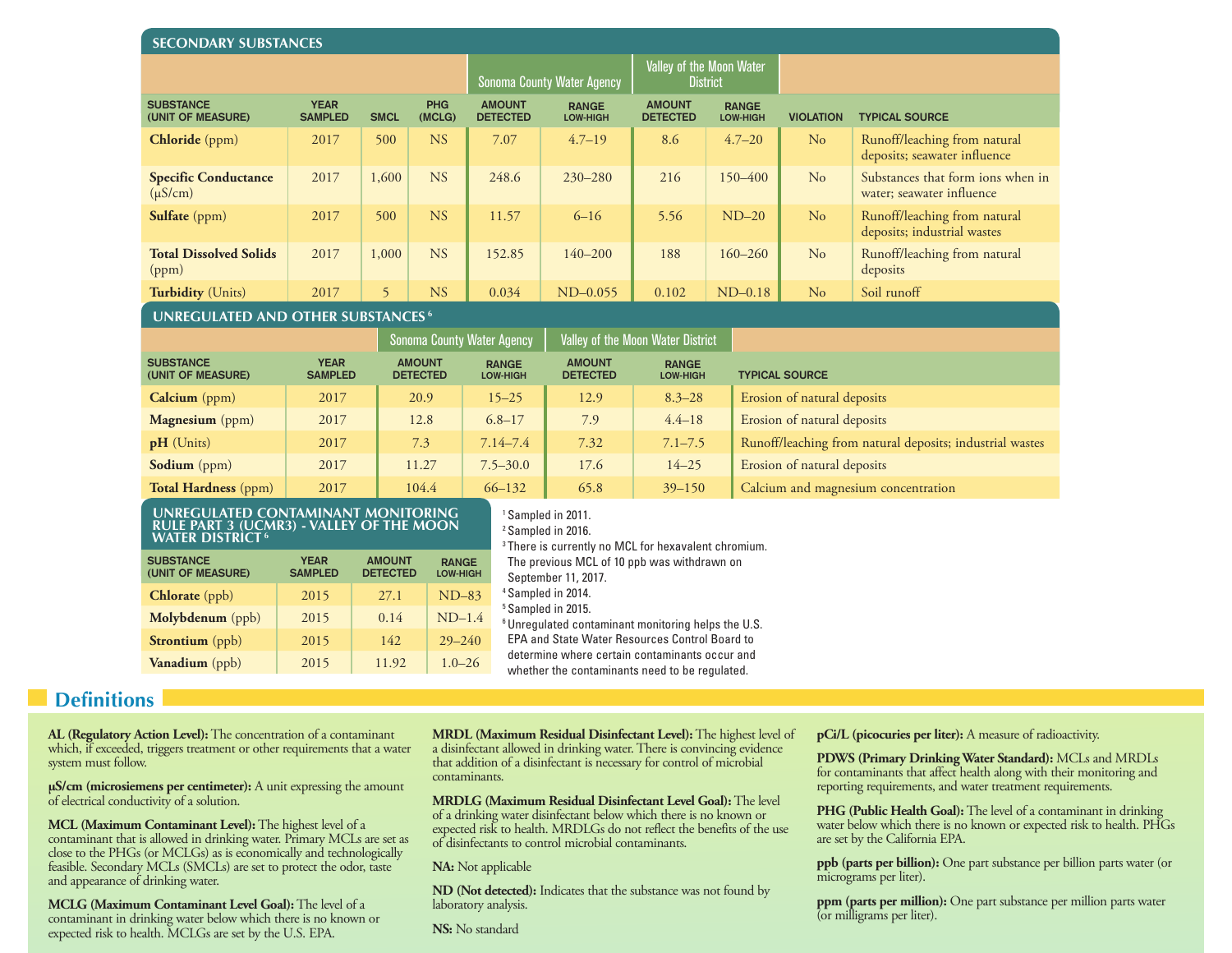## SECONDARY SUBSTANCES

| | | | | Sonoma County Water Agency | | Valley of the Moon Water District | | | |
|---|---|---|---|---|---|---|---|---|---|
| **SUBSTANCE (UNIT OF MEASURE)** | **YEAR SAMPLED** | **SMCL** | **PHG (MCLG)** | **AMOUNT DETECTED** | **RANGE LOW-HIGH** | **AMOUNT DETECTED** | **RANGE LOW-HIGH** | **VIOLATION** | **TYPICAL SOURCE** |
| **Chloride** (ppm) | 2017 | 500 | NS | 7.07 | 4.7–19 | 8.6 | 4.7–20 | No | Runoff/leaching from natural deposits; seawater influence |
| **Specific Conductance** (µS/cm) | 2017 | 1,600 | NS | 248.6 | 230–280 | 216 | 150–400 | No | Substances that form ions when in water; seawater influence |
| **Sulfate** (ppm) | 2017 | 500 | NS | 11.57 | 6–16 | 5.56 | ND–20 | No | Runoff/leaching from natural deposits; industrial wastes |
| **Total Dissolved Solids** (ppm) | 2017 | 1,000 | NS | 152.85 | 140–200 | 188 | 160–260 | No | Runoff/leaching from natural deposits |
| **Turbidity** (Units) | 2017 | 5 | NS | 0.034 | ND–0.055 | 0.102 | ND–0.18 | No | Soil runoff |

## UNREGULATED AND OTHER SUBSTANCES[6]

| | | Sonoma County Water Agency | | Valley of the Moon Water District | | |
|---|---|---|---|---|---|---|
| **SUBSTANCE (UNIT OF MEASURE)** | **YEAR SAMPLED** | **AMOUNT DETECTED** | **RANGE LOW-HIGH** | **AMOUNT DETECTED** | **RANGE LOW-HIGH** | **TYPICAL SOURCE** |
| **Calcium** (ppm) | 2017 | 20.9 | 15–25 | 12.9 | 8.3–28 | Erosion of natural deposits |
| **Magnesium** (ppm) | 2017 | 12.8 | 6.8–17 | 7.9 | 4.4–18 | Erosion of natural deposits |
| **pH** (Units) | 2017 | 7.3 | 7.14–7.4 | 7.32 | 7.1–7.5 | Runoff/leaching from natural deposits; industrial wastes |
| **Sodium** (ppm) | 2017 | 11.27 | 7.5–30.0 | 17.6 | 14–25 | Erosion of natural deposits |
| **Total Hardness** (ppm) | 2017 | 104.4 | 66–132 | 65.8 | 39–150 | Calcium and magnesium concentration |

## UNREGULATED CONTAMINANT MONITORING RULE PART 3 (UCMR3) - VALLEY OF THE MOON WATER DISTRICT[6]

| **SUBSTANCE (UNIT OF MEASURE)** | **YEAR SAMPLED** | **AMOUNT DETECTED** | **RANGE LOW-HIGH** |
|---|---|---|---|
| **Chlorate** (ppb) | 2015 | 27.1 | ND–83 |
| **Molybdenum** (ppb) | 2015 | 0.14 | ND–1.4 |
| **Strontium** (ppb) | 2015 | 142 | 29–240 |
| **Vanadium** (ppb) | 2015 | 11.92 | 1.0–26 |

[1] Sampled in 2011.
[2] Sampled in 2016.
[3] There is currently no MCL for hexavalent chromium. The previous MCL of 10 ppb was withdrawn on September 11, 2017.
[4] Sampled in 2014.
[5] Sampled in 2015.
[6] Unregulated contaminant monitoring helps the U.S. EPA and State Water Resources Control Board to determine where certain contaminants occur and whether the contaminants need to be regulated.

## Definitions

**AL (Regulatory Action Level):** The concentration of a contaminant which, if exceeded, triggers treatment or other requirements that a water system must follow.

**µS/cm (microsiemens per centimeter):** A unit expressing the amount of electrical conductivity of a solution.

**MCL (Maximum Contaminant Level):** The highest level of a contaminant that is allowed in drinking water. Primary MCLs are set as close to the PHGs (or MCLGs) as is economically and technologically feasible. Secondary MCLs (SMCLs) are set to protect the odor, taste and appearance of drinking water.

**MCLG (Maximum Contaminant Level Goal):** The level of a contaminant in drinking water below which there is no known or expected risk to health. MCLGs are set by the U.S. EPA.

**MRDL (Maximum Residual Disinfectant Level):** The highest level of a disinfectant allowed in drinking water. There is convincing evidence that addition of a disinfectant is necessary for control of microbial contaminants.

**MRDLG (Maximum Residual Disinfectant Level Goal):** The level of a drinking water disinfectant below which there is no known or expected risk to health. MRDLGs do not reflect the benefits of the use of disinfectants to control microbial contaminants.

**NA:** Not applicable

**ND (Not detected):** Indicates that the substance was not found by laboratory analysis.

**NS:** No standard

**pCi/L (picocuries per liter):** A measure of radioactivity.

**PDWS (Primary Drinking Water Standard):** MCLs and MRDLs for contaminants that affect health along with their monitoring and reporting requirements, and water treatment requirements.

**PHG (Public Health Goal):** The level of a contaminant in drinking water below which there is no known or expected risk to health. PHGs are set by the California EPA.

**ppb (parts per billion):** One part substance per billion parts water (or micrograms per liter).

**ppm (parts per million):** One part substance per million parts water (or milligrams per liter).